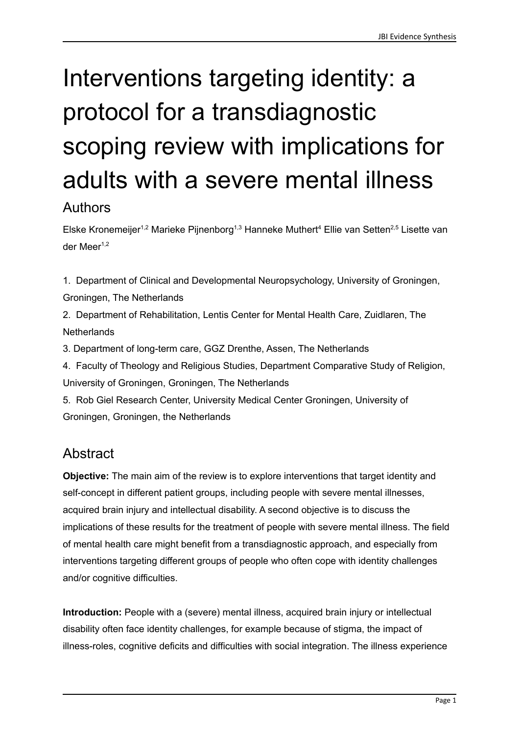# Interventions targeting identity: a protocol for a transdiagnostic scoping review with implications for adults with a severe mental illness

## Authors

Elske Kronemeijer[1,2] Marieke Pijnenborg[1,3] Hanneke Muthert[4] Ellie van Setten[2,5] Lisette van der Meer[1,2]

1. Department of Clinical and Developmental Neuropsychology, University of Groningen, Groningen, The Netherlands
2. Department of Rehabilitation, Lentis Center for Mental Health Care, Zuidlaren, The Netherlands
3. Department of long-term care, GGZ Drenthe, Assen, The Netherlands
4. Faculty of Theology and Religious Studies, Department Comparative Study of Religion, University of Groningen, Groningen, The Netherlands
5. Rob Giel Research Center, University Medical Center Groningen, University of Groningen, Groningen, the Netherlands

## Abstract

**Objective:** The main aim of the review is to explore interventions that target identity and self-concept in different patient groups, including people with severe mental illnesses, acquired brain injury and intellectual disability. A second objective is to discuss the implications of these results for the treatment of people with severe mental illness. The field of mental health care might benefit from a transdiagnostic approach, and especially from interventions targeting different groups of people who often cope with identity challenges and/or cognitive difficulties.

**Introduction:** People with a (severe) mental illness, acquired brain injury or intellectual disability often face identity challenges, for example because of stigma, the impact of illness-roles, cognitive deficits and difficulties with social integration. The illness experience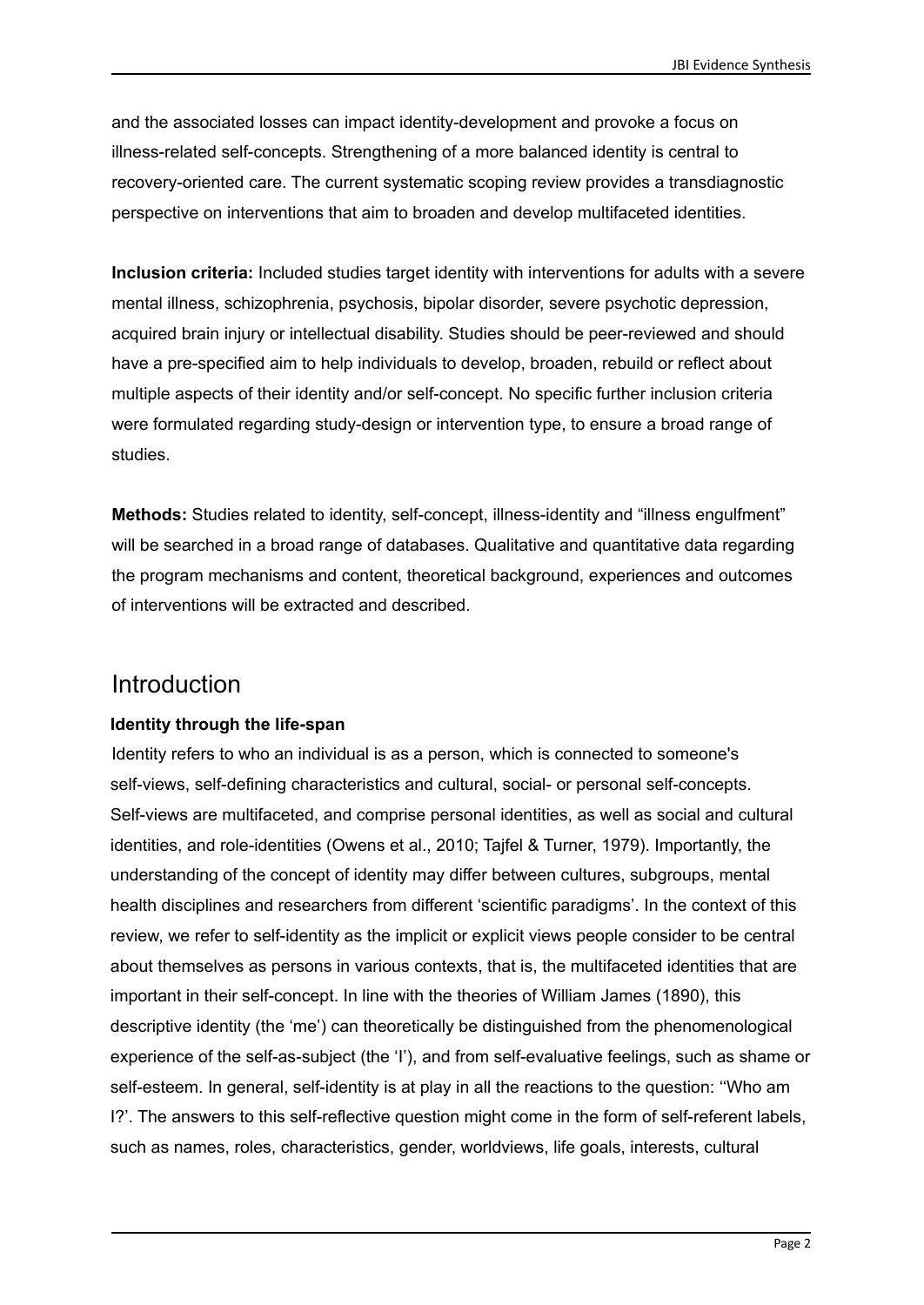and the associated losses can impact identity-development and provoke a focus on illness-related self-concepts. Strengthening of a more balanced identity is central to recovery-oriented care. The current systematic scoping review provides a transdiagnostic perspective on interventions that aim to broaden and develop multifaceted identities.

**Inclusion criteria:** Included studies target identity with interventions for adults with a severe mental illness, schizophrenia, psychosis, bipolar disorder, severe psychotic depression, acquired brain injury or intellectual disability. Studies should be peer-reviewed and should have a pre-specified aim to help individuals to develop, broaden, rebuild or reflect about multiple aspects of their identity and/or self-concept. No specific further inclusion criteria were formulated regarding study-design or intervention type, to ensure a broad range of studies.

**Methods:** Studies related to identity, self-concept, illness-identity and "illness engulfment" will be searched in a broad range of databases. Qualitative and quantitative data regarding the program mechanisms and content, theoretical background, experiences and outcomes of interventions will be extracted and described.

# Introduction

### Identity through the life-span

Identity refers to who an individual is as a person, which is connected to someone's self-views, self-defining characteristics and cultural, social- or personal self-concepts. Self-views are multifaceted, and comprise personal identities, as well as social and cultural identities, and role-identities (Owens et al., 2010; Tajfel & Turner, 1979). Importantly, the understanding of the concept of identity may differ between cultures, subgroups, mental health disciplines and researchers from different 'scientific paradigms'. In the context of this review, we refer to self-identity as the implicit or explicit views people consider to be central about themselves as persons in various contexts, that is, the multifaceted identities that are important in their self-concept. In line with the theories of William James (1890), this descriptive identity (the 'me') can theoretically be distinguished from the phenomenological experience of the self-as-subject (the 'I'), and from self-evaluative feelings, such as shame or self-esteem. In general, self-identity is at play in all the reactions to the question: ''Who am I?'. The answers to this self-reflective question might come in the form of self-referent labels, such as names, roles, characteristics, gender, worldviews, life goals, interests, cultural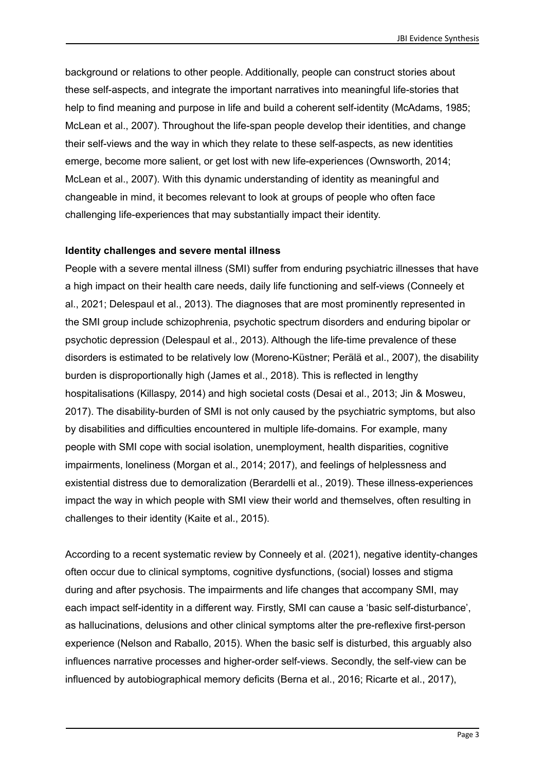background or relations to other people. Additionally, people can construct stories about these self-aspects, and integrate the important narratives into meaningful life-stories that help to find meaning and purpose in life and build a coherent self-identity (McAdams, 1985; McLean et al., 2007). Throughout the life-span people develop their identities, and change their self-views and the way in which they relate to these self-aspects, as new identities emerge, become more salient, or get lost with new life-experiences (Ownsworth, 2014; McLean et al., 2007). With this dynamic understanding of identity as meaningful and changeable in mind, it becomes relevant to look at groups of people who often face challenging life-experiences that may substantially impact their identity.

**Identity challenges and severe mental illness**

People with a severe mental illness (SMI) suffer from enduring psychiatric illnesses that have a high impact on their health care needs, daily life functioning and self-views (Conneely et al., 2021; Delespaul et al., 2013). The diagnoses that are most prominently represented in the SMI group include schizophrenia, psychotic spectrum disorders and enduring bipolar or psychotic depression (Delespaul et al., 2013). Although the life-time prevalence of these disorders is estimated to be relatively low (Moreno-Küstner; Perälä et al., 2007), the disability burden is disproportionally high (James et al., 2018). This is reflected in lengthy hospitalisations (Killaspy, 2014) and high societal costs (Desai et al., 2013; Jin & Mosweu, 2017). The disability-burden of SMI is not only caused by the psychiatric symptoms, but also by disabilities and difficulties encountered in multiple life-domains. For example, many people with SMI cope with social isolation, unemployment, health disparities, cognitive impairments, loneliness (Morgan et al., 2014; 2017), and feelings of helplessness and existential distress due to demoralization (Berardelli et al., 2019). These illness-experiences impact the way in which people with SMI view their world and themselves, often resulting in challenges to their identity (Kaite et al., 2015).

According to a recent systematic review by Conneely et al. (2021), negative identity-changes often occur due to clinical symptoms, cognitive dysfunctions, (social) losses and stigma during and after psychosis. The impairments and life changes that accompany SMI, may each impact self-identity in a different way. Firstly, SMI can cause a 'basic self-disturbance', as hallucinations, delusions and other clinical symptoms alter the pre-reflexive first-person experience (Nelson and Raballo, 2015). When the basic self is disturbed, this arguably also influences narrative processes and higher-order self-views. Secondly, the self-view can be influenced by autobiographical memory deficits (Berna et al., 2016; Ricarte et al., 2017),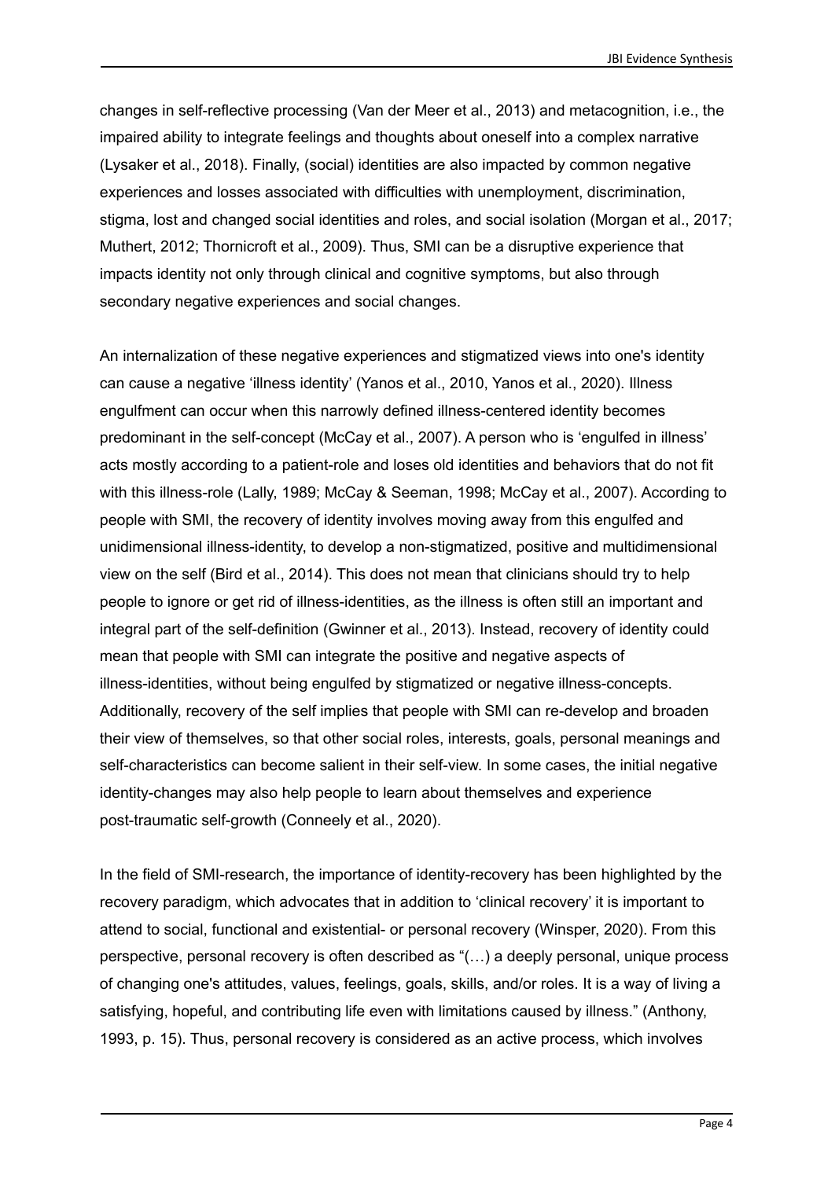changes in self-reflective processing (Van der Meer et al., 2013) and metacognition, i.e., the impaired ability to integrate feelings and thoughts about oneself into a complex narrative (Lysaker et al., 2018). Finally, (social) identities are also impacted by common negative experiences and losses associated with difficulties with unemployment, discrimination, stigma, lost and changed social identities and roles, and social isolation (Morgan et al., 2017; Muthert, 2012; Thornicroft et al., 2009). Thus, SMI can be a disruptive experience that impacts identity not only through clinical and cognitive symptoms, but also through secondary negative experiences and social changes.

An internalization of these negative experiences and stigmatized views into one's identity can cause a negative 'illness identity' (Yanos et al., 2010, Yanos et al., 2020). Illness engulfment can occur when this narrowly defined illness-centered identity becomes predominant in the self-concept (McCay et al., 2007). A person who is 'engulfed in illness' acts mostly according to a patient-role and loses old identities and behaviors that do not fit with this illness-role (Lally, 1989; McCay & Seeman, 1998; McCay et al., 2007). According to people with SMI, the recovery of identity involves moving away from this engulfed and unidimensional illness-identity, to develop a non-stigmatized, positive and multidimensional view on the self (Bird et al., 2014). This does not mean that clinicians should try to help people to ignore or get rid of illness-identities, as the illness is often still an important and integral part of the self-definition (Gwinner et al., 2013). Instead, recovery of identity could mean that people with SMI can integrate the positive and negative aspects of illness-identities, without being engulfed by stigmatized or negative illness-concepts. Additionally, recovery of the self implies that people with SMI can re-develop and broaden their view of themselves, so that other social roles, interests, goals, personal meanings and self-characteristics can become salient in their self-view. In some cases, the initial negative identity-changes may also help people to learn about themselves and experience post-traumatic self-growth (Conneely et al., 2020).

In the field of SMI-research, the importance of identity-recovery has been highlighted by the recovery paradigm, which advocates that in addition to 'clinical recovery' it is important to attend to social, functional and existential- or personal recovery (Winsper, 2020). From this perspective, personal recovery is often described as "(…) a deeply personal, unique process of changing one's attitudes, values, feelings, goals, skills, and/or roles. It is a way of living a satisfying, hopeful, and contributing life even with limitations caused by illness." (Anthony, 1993, p. 15). Thus, personal recovery is considered as an active process, which involves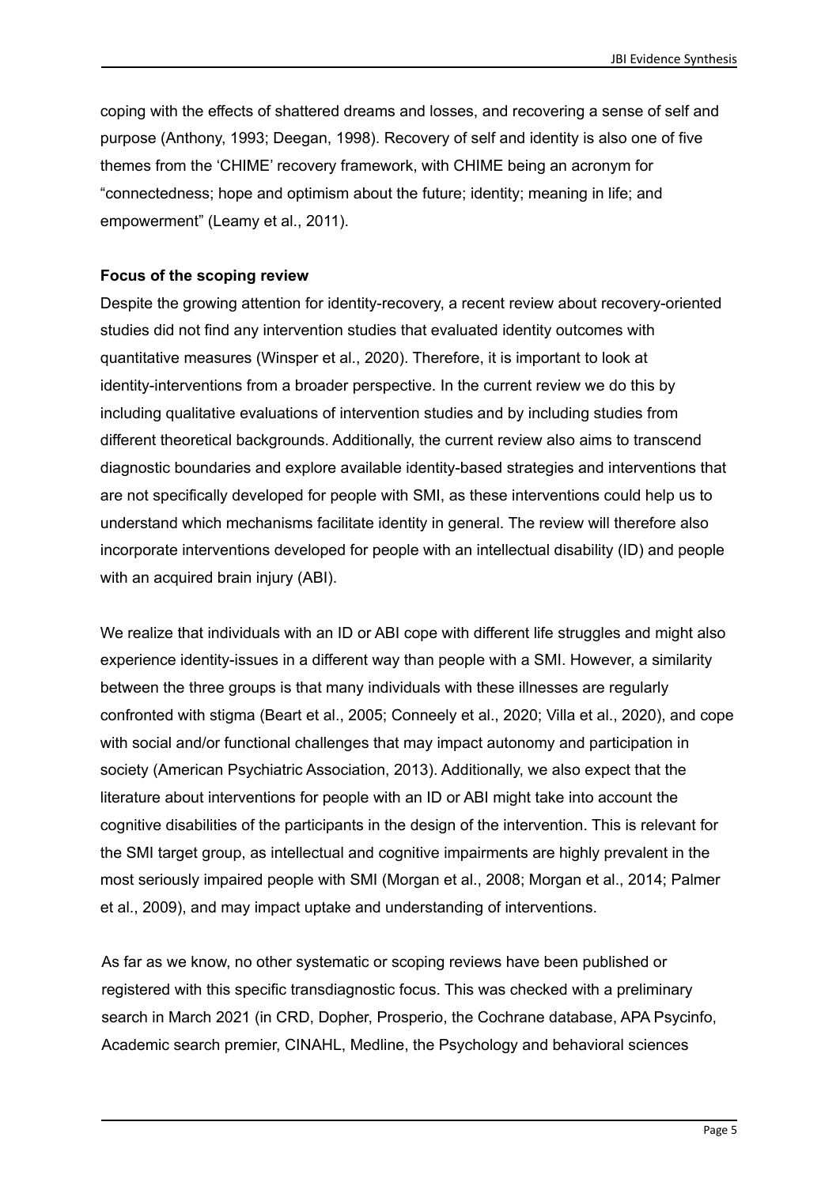coping with the effects of shattered dreams and losses, and recovering a sense of self and purpose (Anthony, 1993; Deegan, 1998). Recovery of self and identity is also one of five themes from the 'CHIME' recovery framework, with CHIME being an acronym for "connectedness; hope and optimism about the future; identity; meaning in life; and empowerment" (Leamy et al., 2011).

**Focus of the scoping review**

Despite the growing attention for identity-recovery, a recent review about recovery-oriented studies did not find any intervention studies that evaluated identity outcomes with quantitative measures (Winsper et al., 2020). Therefore, it is important to look at identity-interventions from a broader perspective. In the current review we do this by including qualitative evaluations of intervention studies and by including studies from different theoretical backgrounds. Additionally, the current review also aims to transcend diagnostic boundaries and explore available identity-based strategies and interventions that are not specifically developed for people with SMI, as these interventions could help us to understand which mechanisms facilitate identity in general. The review will therefore also incorporate interventions developed for people with an intellectual disability (ID) and people with an acquired brain injury (ABI).

We realize that individuals with an ID or ABI cope with different life struggles and might also experience identity-issues in a different way than people with a SMI. However, a similarity between the three groups is that many individuals with these illnesses are regularly confronted with stigma (Beart et al., 2005; Conneely et al., 2020; Villa et al., 2020), and cope with social and/or functional challenges that may impact autonomy and participation in society (American Psychiatric Association, 2013). Additionally, we also expect that the literature about interventions for people with an ID or ABI might take into account the cognitive disabilities of the participants in the design of the intervention. This is relevant for the SMI target group, as intellectual and cognitive impairments are highly prevalent in the most seriously impaired people with SMI (Morgan et al., 2008; Morgan et al., 2014; Palmer et al., 2009), and may impact uptake and understanding of interventions.

As far as we know, no other systematic or scoping reviews have been published or registered with this specific transdiagnostic focus. This was checked with a preliminary search in March 2021 (in CRD, Dopher, Prosperio, the Cochrane database, APA Psycinfo, Academic search premier, CINAHL, Medline, the Psychology and behavioral sciences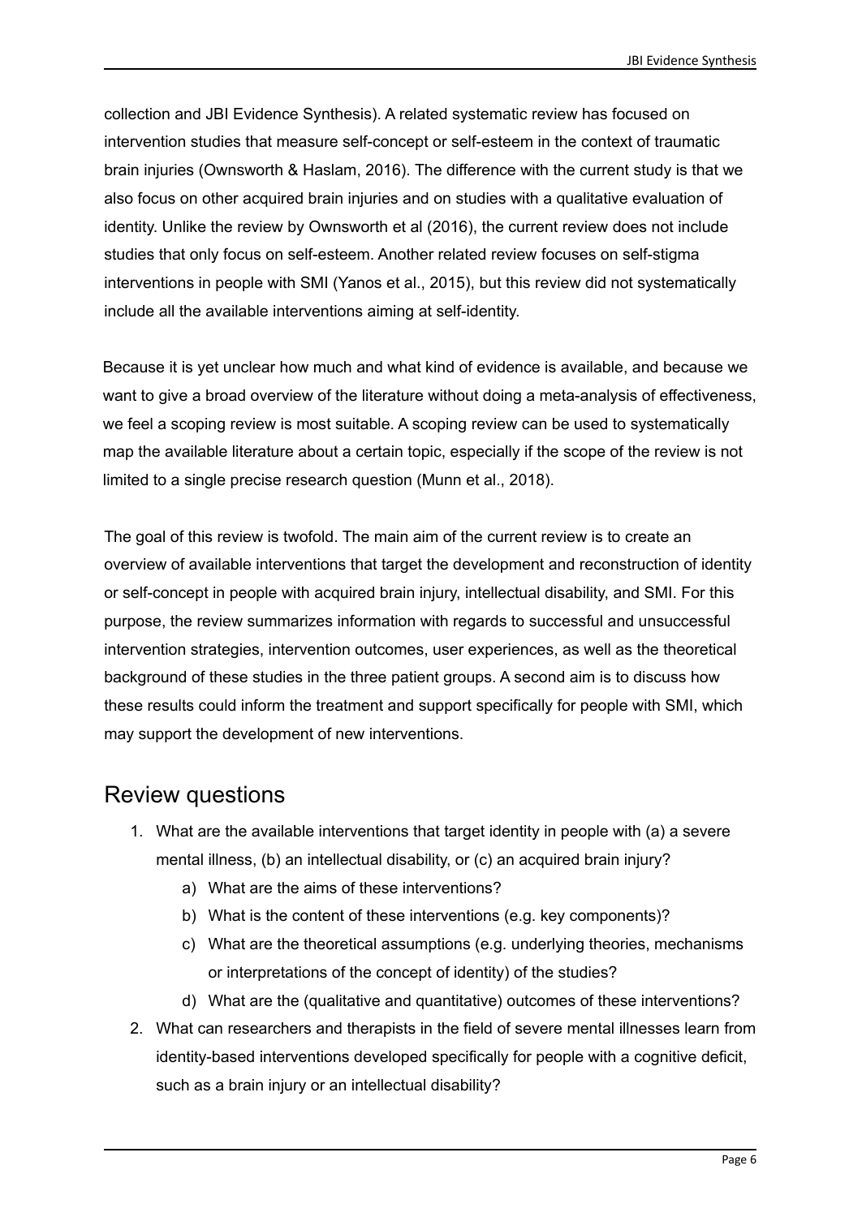collection and JBI Evidence Synthesis). A related systematic review has focused on intervention studies that measure self-concept or self-esteem in the context of traumatic brain injuries (Ownsworth & Haslam, 2016). The difference with the current study is that we also focus on other acquired brain injuries and on studies with a qualitative evaluation of identity. Unlike the review by Ownsworth et al (2016), the current review does not include studies that only focus on self-esteem. Another related review focuses on self-stigma interventions in people with SMI (Yanos et al., 2015), but this review did not systematically include all the available interventions aiming at self-identity.

Because it is yet unclear how much and what kind of evidence is available, and because we want to give a broad overview of the literature without doing a meta-analysis of effectiveness, we feel a scoping review is most suitable. A scoping review can be used to systematically map the available literature about a certain topic, especially if the scope of the review is not limited to a single precise research question (Munn et al., 2018).

The goal of this review is twofold. The main aim of the current review is to create an overview of available interventions that target the development and reconstruction of identity or self-concept in people with acquired brain injury, intellectual disability, and SMI. For this purpose, the review summarizes information with regards to successful and unsuccessful intervention strategies, intervention outcomes, user experiences, as well as the theoretical background of these studies in the three patient groups. A second aim is to discuss how these results could inform the treatment and support specifically for people with SMI, which may support the development of new interventions.

## Review questions

1. What are the available interventions that target identity in people with (a) a severe mental illness, (b) an intellectual disability, or (c) an acquired brain injury?
    a) What are the aims of these interventions?
    b) What is the content of these interventions (e.g. key components)?
    c) What are the theoretical assumptions (e.g. underlying theories, mechanisms or interpretations of the concept of identity) of the studies?
    d) What are the (qualitative and quantitative) outcomes of these interventions?
2. What can researchers and therapists in the field of severe mental illnesses learn from identity-based interventions developed specifically for people with a cognitive deficit, such as a brain injury or an intellectual disability?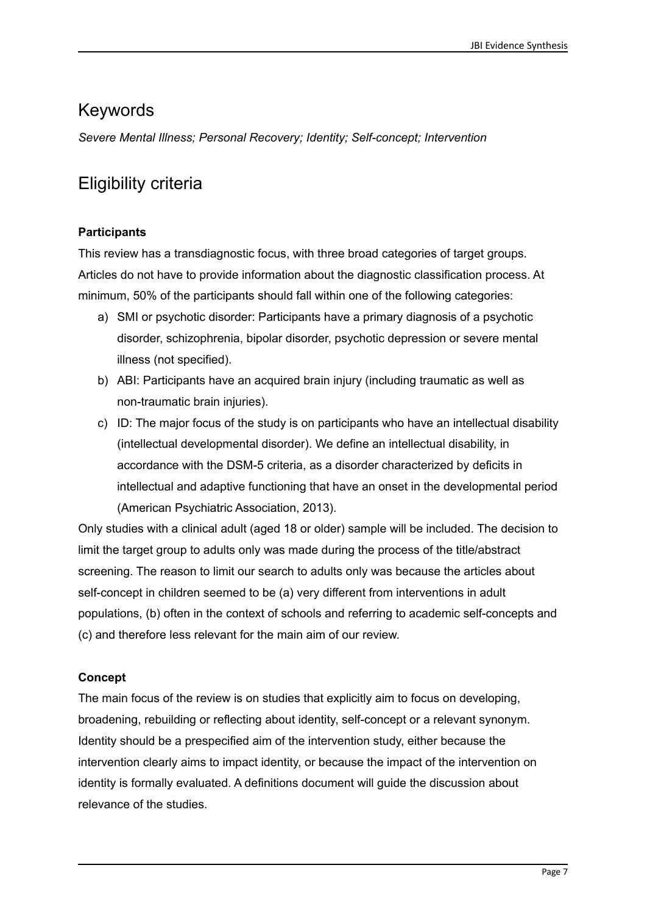## Keywords

*Severe Mental Illness; Personal Recovery; Identity; Self-concept; Intervention*

## Eligibility criteria

**Participants**

This review has a transdiagnostic focus, with three broad categories of target groups. Articles do not have to provide information about the diagnostic classification process. At minimum, 50% of the participants should fall within one of the following categories:

a) SMI or psychotic disorder: Participants have a primary diagnosis of a psychotic disorder, schizophrenia, bipolar disorder, psychotic depression or severe mental illness (not specified).
b) ABI: Participants have an acquired brain injury (including traumatic as well as non-traumatic brain injuries).
c) ID: The major focus of the study is on participants who have an intellectual disability (intellectual developmental disorder). We define an intellectual disability, in accordance with the DSM-5 criteria, as a disorder characterized by deficits in intellectual and adaptive functioning that have an onset in the developmental period (American Psychiatric Association, 2013).

Only studies with a clinical adult (aged 18 or older) sample will be included. The decision to limit the target group to adults only was made during the process of the title/abstract screening. The reason to limit our search to adults only was because the articles about self-concept in children seemed to be (a) very different from interventions in adult populations, (b) often in the context of schools and referring to academic self-concepts and (c) and therefore less relevant for the main aim of our review.

**Concept**

The main focus of the review is on studies that explicitly aim to focus on developing, broadening, rebuilding or reflecting about identity, self-concept or a relevant synonym. Identity should be a prespecified aim of the intervention study, either because the intervention clearly aims to impact identity, or because the impact of the intervention on identity is formally evaluated. A definitions document will guide the discussion about relevance of the studies.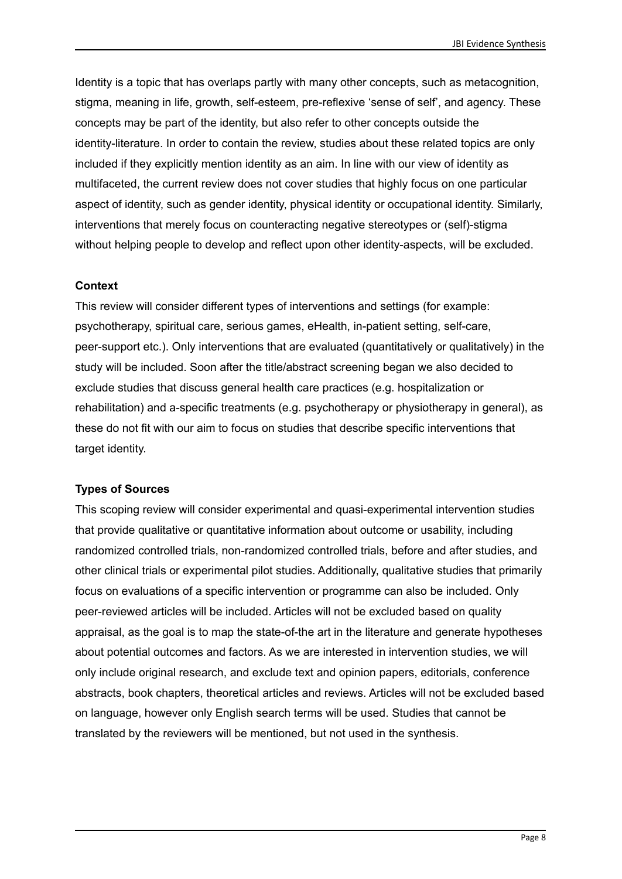Identity is a topic that has overlaps partly with many other concepts, such as metacognition, stigma, meaning in life, growth, self-esteem, pre-reflexive 'sense of self', and agency. These concepts may be part of the identity, but also refer to other concepts outside the identity-literature. In order to contain the review, studies about these related topics are only included if they explicitly mention identity as an aim. In line with our view of identity as multifaceted, the current review does not cover studies that highly focus on one particular aspect of identity, such as gender identity, physical identity or occupational identity. Similarly, interventions that merely focus on counteracting negative stereotypes or (self)-stigma without helping people to develop and reflect upon other identity-aspects, will be excluded.

**Context**

This review will consider different types of interventions and settings (for example: psychotherapy, spiritual care, serious games, eHealth, in-patient setting, self-care, peer-support etc.). Only interventions that are evaluated (quantitatively or qualitatively) in the study will be included. Soon after the title/abstract screening began we also decided to exclude studies that discuss general health care practices (e.g. hospitalization or rehabilitation) and a-specific treatments (e.g. psychotherapy or physiotherapy in general), as these do not fit with our aim to focus on studies that describe specific interventions that target identity.

**Types of Sources**

This scoping review will consider experimental and quasi-experimental intervention studies that provide qualitative or quantitative information about outcome or usability, including randomized controlled trials, non-randomized controlled trials, before and after studies, and other clinical trials or experimental pilot studies. Additionally, qualitative studies that primarily focus on evaluations of a specific intervention or programme can also be included. Only peer-reviewed articles will be included. Articles will not be excluded based on quality appraisal, as the goal is to map the state-of-the art in the literature and generate hypotheses about potential outcomes and factors. As we are interested in intervention studies, we will only include original research, and exclude text and opinion papers, editorials, conference abstracts, book chapters, theoretical articles and reviews. Articles will not be excluded based on language, however only English search terms will be used. Studies that cannot be translated by the reviewers will be mentioned, but not used in the synthesis.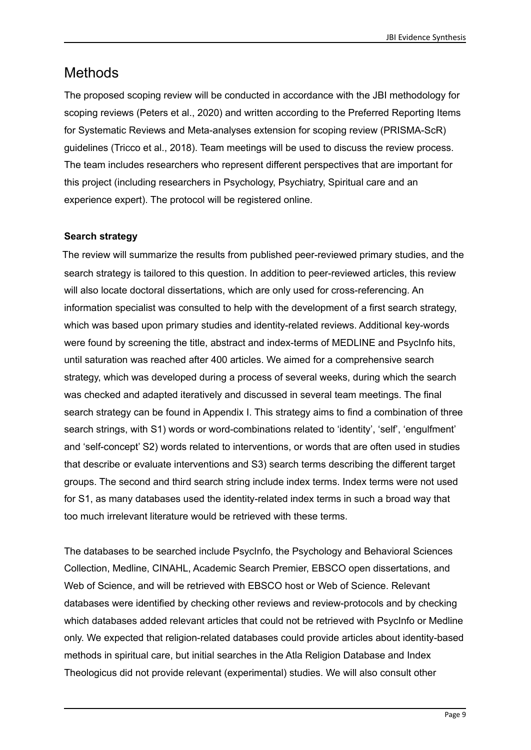# Methods

The proposed scoping review will be conducted in accordance with the JBI methodology for scoping reviews (Peters et al., 2020) and written according to the Preferred Reporting Items for Systematic Reviews and Meta-analyses extension for scoping review (PRISMA-ScR) guidelines (Tricco et al., 2018). Team meetings will be used to discuss the review process. The team includes researchers who represent different perspectives that are important for this project (including researchers in Psychology, Psychiatry, Spiritual care and an experience expert). The protocol will be registered online.

### Search strategy

The review will summarize the results from published peer-reviewed primary studies, and the search strategy is tailored to this question. In addition to peer-reviewed articles, this review will also locate doctoral dissertations, which are only used for cross-referencing. An information specialist was consulted to help with the development of a first search strategy, which was based upon primary studies and identity-related reviews. Additional key-words were found by screening the title, abstract and index-terms of MEDLINE and PsycInfo hits, until saturation was reached after 400 articles. We aimed for a comprehensive search strategy, which was developed during a process of several weeks, during which the search was checked and adapted iteratively and discussed in several team meetings. The final search strategy can be found in Appendix I. This strategy aims to find a combination of three search strings, with S1) words or word-combinations related to 'identity', 'self', 'engulfment' and 'self-concept' S2) words related to interventions, or words that are often used in studies that describe or evaluate interventions and S3) search terms describing the different target groups. The second and third search string include index terms. Index terms were not used for S1, as many databases used the identity-related index terms in such a broad way that too much irrelevant literature would be retrieved with these terms.

The databases to be searched include PsycInfo, the Psychology and Behavioral Sciences Collection, Medline, CINAHL, Academic Search Premier, EBSCO open dissertations, and Web of Science, and will be retrieved with EBSCO host or Web of Science. Relevant databases were identified by checking other reviews and review-protocols and by checking which databases added relevant articles that could not be retrieved with PsycInfo or Medline only. We expected that religion-related databases could provide articles about identity-based methods in spiritual care, but initial searches in the Atla Religion Database and Index Theologicus did not provide relevant (experimental) studies. We will also consult other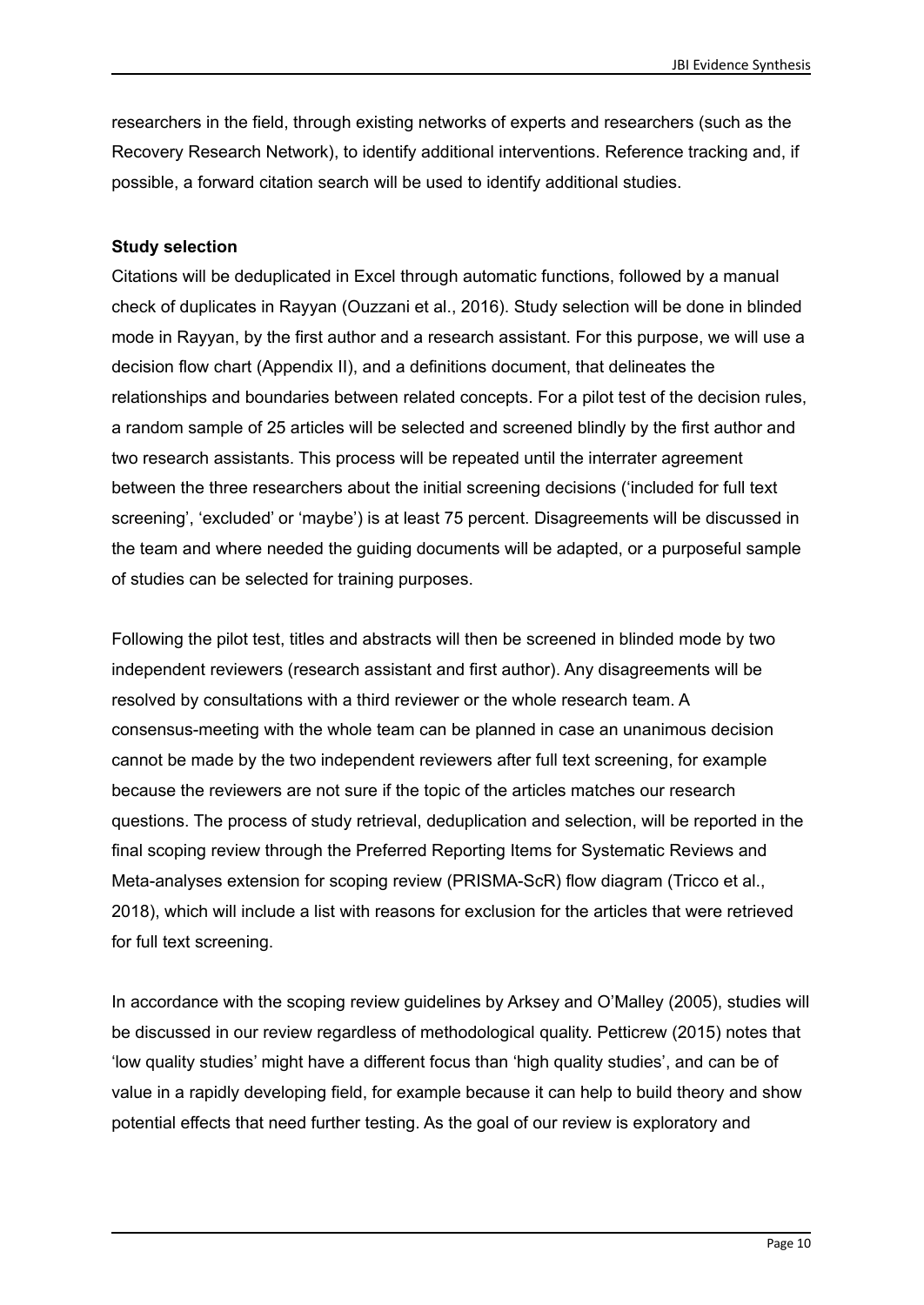researchers in the field, through existing networks of experts and researchers (such as the Recovery Research Network), to identify additional interventions. Reference tracking and, if possible, a forward citation search will be used to identify additional studies.

**Study selection**

Citations will be deduplicated in Excel through automatic functions, followed by a manual check of duplicates in Rayyan (Ouzzani et al., 2016). Study selection will be done in blinded mode in Rayyan, by the first author and a research assistant. For this purpose, we will use a decision flow chart (Appendix II), and a definitions document, that delineates the relationships and boundaries between related concepts. For a pilot test of the decision rules, a random sample of 25 articles will be selected and screened blindly by the first author and two research assistants. This process will be repeated until the interrater agreement between the three researchers about the initial screening decisions ('included for full text screening', 'excluded' or 'maybe') is at least 75 percent. Disagreements will be discussed in the team and where needed the guiding documents will be adapted, or a purposeful sample of studies can be selected for training purposes.

Following the pilot test, titles and abstracts will then be screened in blinded mode by two independent reviewers (research assistant and first author). Any disagreements will be resolved by consultations with a third reviewer or the whole research team. A consensus-meeting with the whole team can be planned in case an unanimous decision cannot be made by the two independent reviewers after full text screening, for example because the reviewers are not sure if the topic of the articles matches our research questions. The process of study retrieval, deduplication and selection, will be reported in the final scoping review through the Preferred Reporting Items for Systematic Reviews and Meta-analyses extension for scoping review (PRISMA-ScR) flow diagram (Tricco et al., 2018), which will include a list with reasons for exclusion for the articles that were retrieved for full text screening.

In accordance with the scoping review guidelines by Arksey and O'Malley (2005), studies will be discussed in our review regardless of methodological quality. Petticrew (2015) notes that 'low quality studies' might have a different focus than 'high quality studies', and can be of value in a rapidly developing field, for example because it can help to build theory and show potential effects that need further testing. As the goal of our review is exploratory and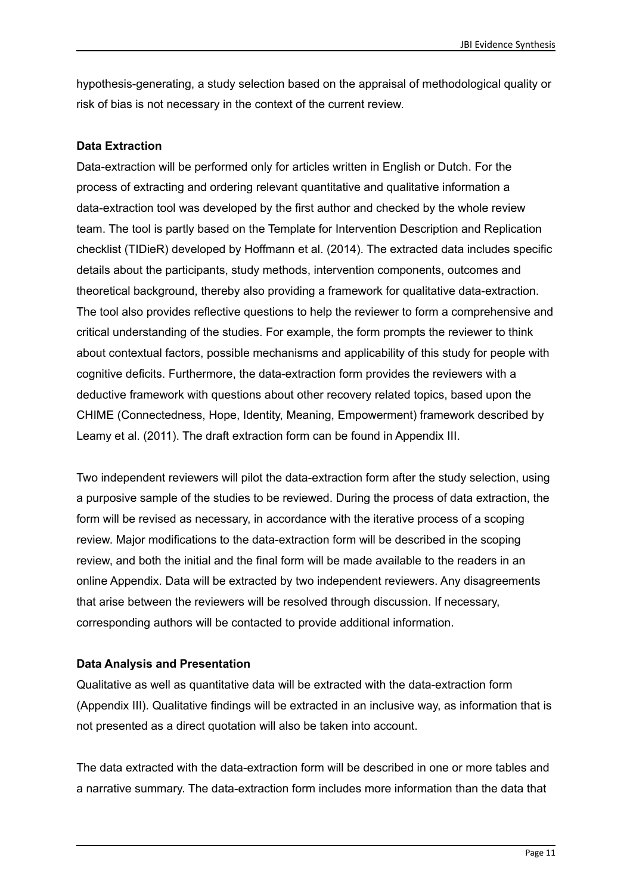hypothesis-generating, a study selection based on the appraisal of methodological quality or risk of bias is not necessary in the context of the current review.

### Data Extraction

Data-extraction will be performed only for articles written in English or Dutch. For the process of extracting and ordering relevant quantitative and qualitative information a data-extraction tool was developed by the first author and checked by the whole review team. The tool is partly based on the Template for Intervention Description and Replication checklist (TIDieR) developed by Hoffmann et al. (2014). The extracted data includes specific details about the participants, study methods, intervention components, outcomes and theoretical background, thereby also providing a framework for qualitative data-extraction. The tool also provides reflective questions to help the reviewer to form a comprehensive and critical understanding of the studies. For example, the form prompts the reviewer to think about contextual factors, possible mechanisms and applicability of this study for people with cognitive deficits. Furthermore, the data-extraction form provides the reviewers with a deductive framework with questions about other recovery related topics, based upon the CHIME (Connectedness, Hope, Identity, Meaning, Empowerment) framework described by Leamy et al. (2011). The draft extraction form can be found in Appendix III.

Two independent reviewers will pilot the data-extraction form after the study selection, using a purposive sample of the studies to be reviewed. During the process of data extraction, the form will be revised as necessary, in accordance with the iterative process of a scoping review. Major modifications to the data-extraction form will be described in the scoping review, and both the initial and the final form will be made available to the readers in an online Appendix. Data will be extracted by two independent reviewers. Any disagreements that arise between the reviewers will be resolved through discussion. If necessary, corresponding authors will be contacted to provide additional information.

### Data Analysis and Presentation

Qualitative as well as quantitative data will be extracted with the data-extraction form (Appendix III). Qualitative findings will be extracted in an inclusive way, as information that is not presented as a direct quotation will also be taken into account.

The data extracted with the data-extraction form will be described in one or more tables and a narrative summary. The data-extraction form includes more information than the data that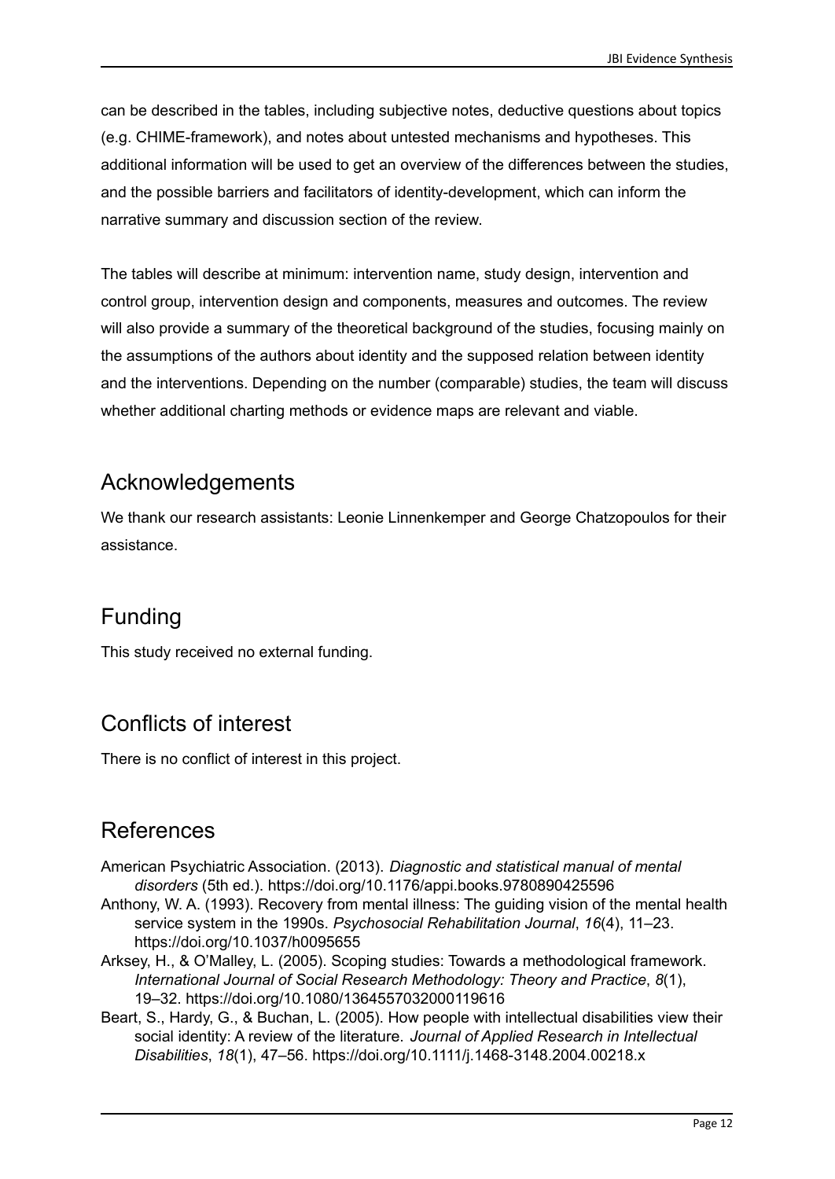can be described in the tables, including subjective notes, deductive questions about topics (e.g. CHIME-framework), and notes about untested mechanisms and hypotheses. This additional information will be used to get an overview of the differences between the studies, and the possible barriers and facilitators of identity-development, which can inform the narrative summary and discussion section of the review.

The tables will describe at minimum: intervention name, study design, intervention and control group, intervention design and components, measures and outcomes. The review will also provide a summary of the theoretical background of the studies, focusing mainly on the assumptions of the authors about identity and the supposed relation between identity and the interventions. Depending on the number (comparable) studies, the team will discuss whether additional charting methods or evidence maps are relevant and viable.

## Acknowledgements

We thank our research assistants: Leonie Linnenkemper and George Chatzopoulos for their assistance.

## Funding

This study received no external funding.

## Conflicts of interest

There is no conflict of interest in this project.

## References

American Psychiatric Association. (2013). *Diagnostic and statistical manual of mental disorders* (5th ed.). https://doi.org/10.1176/appi.books.9780890425596

Anthony, W. A. (1993). Recovery from mental illness: The guiding vision of the mental health service system in the 1990s. *Psychosocial Rehabilitation Journal*, *16*(4), 11–23. https://doi.org/10.1037/h0095655

Arksey, H., & O'Malley, L. (2005). Scoping studies: Towards a methodological framework. *International Journal of Social Research Methodology: Theory and Practice*, *8*(1), 19–32. https://doi.org/10.1080/1364557032000119616

Beart, S., Hardy, G., & Buchan, L. (2005). How people with intellectual disabilities view their social identity: A review of the literature. *Journal of Applied Research in Intellectual Disabilities*, *18*(1), 47–56. https://doi.org/10.1111/j.1468-3148.2004.00218.x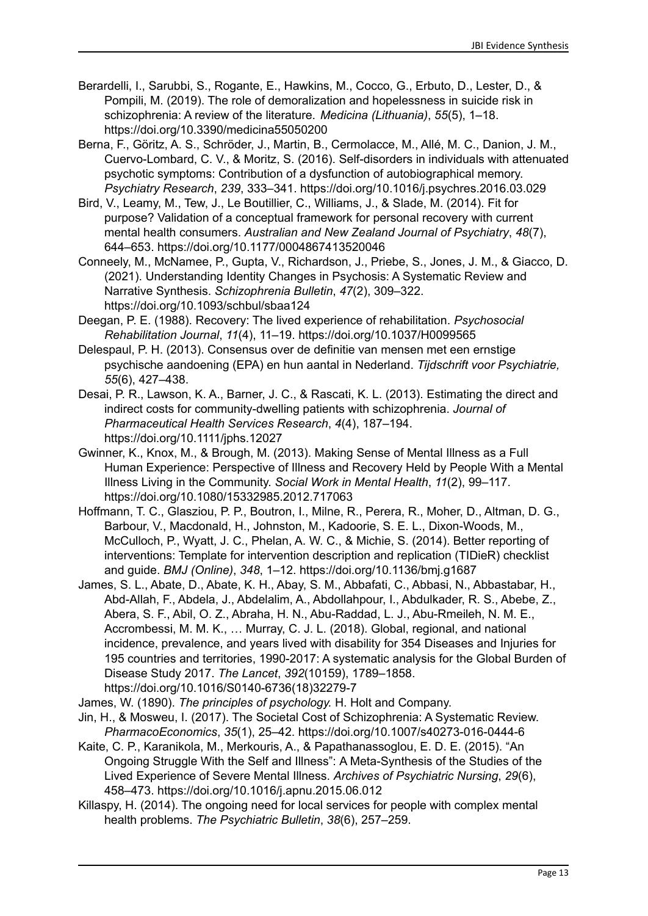Berardelli, I., Sarubbi, S., Rogante, E., Hawkins, M., Cocco, G., Erbuto, D., Lester, D., & Pompili, M. (2019). The role of demoralization and hopelessness in suicide risk in schizophrenia: A review of the literature. *Medicina (Lithuania)*, *55*(5), 1–18. https://doi.org/10.3390/medicina55050200

Berna, F., Göritz, A. S., Schröder, J., Martin, B., Cermolacce, M., Allé, M. C., Danion, J. M., Cuervo-Lombard, C. V., & Moritz, S. (2016). Self-disorders in individuals with attenuated psychotic symptoms: Contribution of a dysfunction of autobiographical memory. *Psychiatry Research*, *239*, 333–341. https://doi.org/10.1016/j.psychres.2016.03.029

Bird, V., Leamy, M., Tew, J., Le Boutillier, C., Williams, J., & Slade, M. (2014). Fit for purpose? Validation of a conceptual framework for personal recovery with current mental health consumers. *Australian and New Zealand Journal of Psychiatry*, *48*(7), 644–653. https://doi.org/10.1177/0004867413520046

Conneely, M., McNamee, P., Gupta, V., Richardson, J., Priebe, S., Jones, J. M., & Giacco, D. (2021). Understanding Identity Changes in Psychosis: A Systematic Review and Narrative Synthesis. *Schizophrenia Bulletin*, *47*(2), 309–322. https://doi.org/10.1093/schbul/sbaa124

Deegan, P. E. (1988). Recovery: The lived experience of rehabilitation. *Psychosocial Rehabilitation Journal*, *11*(4), 11–19. https://doi.org/10.1037/H0099565

Delespaul, P. H. (2013). Consensus over de definitie van mensen met een ernstige psychische aandoening (EPA) en hun aantal in Nederland. *Tijdschrift voor Psychiatrie, 55*(6), 427–438.

Desai, P. R., Lawson, K. A., Barner, J. C., & Rascati, K. L. (2013). Estimating the direct and indirect costs for community-dwelling patients with schizophrenia. *Journal of Pharmaceutical Health Services Research*, *4*(4), 187–194. https://doi.org/10.1111/jphs.12027

Gwinner, K., Knox, M., & Brough, M. (2013). Making Sense of Mental Illness as a Full Human Experience: Perspective of Illness and Recovery Held by People With a Mental Illness Living in the Community. *Social Work in Mental Health*, *11*(2), 99–117. https://doi.org/10.1080/15332985.2012.717063

Hoffmann, T. C., Glasziou, P. P., Boutron, I., Milne, R., Perera, R., Moher, D., Altman, D. G., Barbour, V., Macdonald, H., Johnston, M., Kadoorie, S. E. L., Dixon-Woods, M., McCulloch, P., Wyatt, J. C., Phelan, A. W. C., & Michie, S. (2014). Better reporting of interventions: Template for intervention description and replication (TIDieR) checklist and guide. *BMJ (Online)*, *348*, 1–12. https://doi.org/10.1136/bmj.g1687

James, S. L., Abate, D., Abate, K. H., Abay, S. M., Abbafati, C., Abbasi, N., Abbastabar, H., Abd-Allah, F., Abdela, J., Abdelalim, A., Abdollahpour, I., Abdulkader, R. S., Abebe, Z., Abera, S. F., Abil, O. Z., Abraha, H. N., Abu-Raddad, L. J., Abu-Rmeileh, N. M. E., Accrombessi, M. M. K., … Murray, C. J. L. (2018). Global, regional, and national incidence, prevalence, and years lived with disability for 354 Diseases and Injuries for 195 countries and territories, 1990-2017: A systematic analysis for the Global Burden of Disease Study 2017. *The Lancet*, *392*(10159), 1789–1858. https://doi.org/10.1016/S0140-6736(18)32279-7

James, W. (1890). *The principles of psychology.* H. Holt and Company.

Jin, H., & Mosweu, I. (2017). The Societal Cost of Schizophrenia: A Systematic Review. *PharmacoEconomics*, *35*(1), 25–42. https://doi.org/10.1007/s40273-016-0444-6

Kaite, C. P., Karanikola, M., Merkouris, A., & Papathanassoglou, E. D. E. (2015). "An Ongoing Struggle With the Self and Illness": A Meta-Synthesis of the Studies of the Lived Experience of Severe Mental Illness. *Archives of Psychiatric Nursing*, *29*(6), 458–473. https://doi.org/10.1016/j.apnu.2015.06.012

Killaspy, H. (2014). The ongoing need for local services for people with complex mental health problems. *The Psychiatric Bulletin*, *38*(6), 257–259.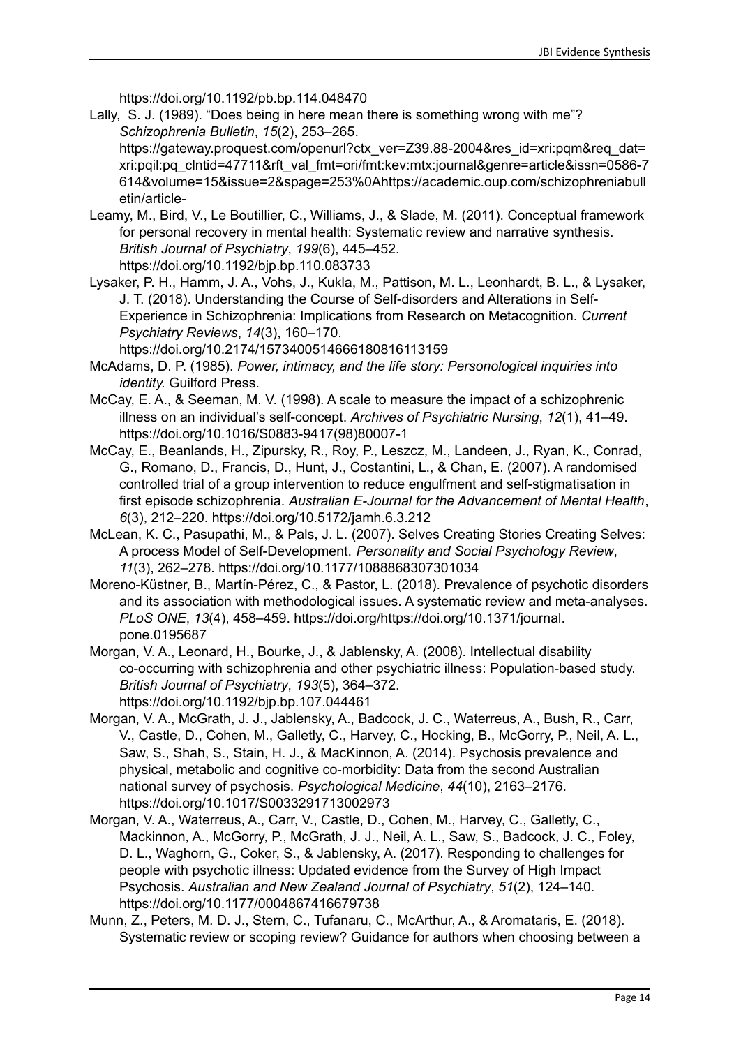https://doi.org/10.1192/pb.bp.114.048470

Lally, S. J. (1989). "Does being in here mean there is something wrong with me"? *Schizophrenia Bulletin*, *15*(2), 253–265. https://gateway.proquest.com/openurl?ctx_ver=Z39.88-2004&res_id=xri:pqm&req_dat=xri:pqil:pq_clntid=47711&rft_val_fmt=ori/fmt:kev:mtx:journal&genre=article&issn=0586-7614&volume=15&issue=2&spage=253%0Ahttps://academic.oup.com/schizophreniabulletin/article-

Leamy, M., Bird, V., Le Boutillier, C., Williams, J., & Slade, M. (2011). Conceptual framework for personal recovery in mental health: Systematic review and narrative synthesis. *British Journal of Psychiatry*, *199*(6), 445–452. https://doi.org/10.1192/bjp.bp.110.083733

Lysaker, P. H., Hamm, J. A., Vohs, J., Kukla, M., Pattison, M. L., Leonhardt, B. L., & Lysaker, J. T. (2018). Understanding the Course of Self-disorders and Alterations in Self-Experience in Schizophrenia: Implications from Research on Metacognition. *Current Psychiatry Reviews*, *14*(3), 160–170. https://doi.org/10.2174/1573400514666180816113159

McAdams, D. P. (1985). *Power, intimacy, and the life story: Personological inquiries into identity.* Guilford Press.

McCay, E. A., & Seeman, M. V. (1998). A scale to measure the impact of a schizophrenic illness on an individual's self-concept. *Archives of Psychiatric Nursing*, *12*(1), 41–49. https://doi.org/10.1016/S0883-9417(98)80007-1

McCay, E., Beanlands, H., Zipursky, R., Roy, P., Leszcz, M., Landeen, J., Ryan, K., Conrad, G., Romano, D., Francis, D., Hunt, J., Costantini, L., & Chan, E. (2007). A randomised controlled trial of a group intervention to reduce engulfment and self-stigmatisation in first episode schizophrenia. *Australian E-Journal for the Advancement of Mental Health*, *6*(3), 212–220. https://doi.org/10.5172/jamh.6.3.212

McLean, K. C., Pasupathi, M., & Pals, J. L. (2007). Selves Creating Stories Creating Selves: A process Model of Self-Development. *Personality and Social Psychology Review*, *11*(3), 262–278. https://doi.org/10.1177/1088868307301034

Moreno-Küstner, B., Martín-Pérez, C., & Pastor, L. (2018). Prevalence of psychotic disorders and its association with methodological issues. A systematic review and meta-analyses. *PLoS ONE*, *13*(4), 458–459. https://doi.org/https://doi.org/10.1371/journal.pone.0195687

Morgan, V. A., Leonard, H., Bourke, J., & Jablensky, A. (2008). Intellectual disability co-occurring with schizophrenia and other psychiatric illness: Population-based study. *British Journal of Psychiatry*, *193*(5), 364–372. https://doi.org/10.1192/bjp.bp.107.044461

Morgan, V. A., McGrath, J. J., Jablensky, A., Badcock, J. C., Waterreus, A., Bush, R., Carr, V., Castle, D., Cohen, M., Galletly, C., Harvey, C., Hocking, B., McGorry, P., Neil, A. L., Saw, S., Shah, S., Stain, H. J., & MacKinnon, A. (2014). Psychosis prevalence and physical, metabolic and cognitive co-morbidity: Data from the second Australian national survey of psychosis. *Psychological Medicine*, *44*(10), 2163–2176. https://doi.org/10.1017/S0033291713002973

Morgan, V. A., Waterreus, A., Carr, V., Castle, D., Cohen, M., Harvey, C., Galletly, C., Mackinnon, A., McGorry, P., McGrath, J. J., Neil, A. L., Saw, S., Badcock, J. C., Foley, D. L., Waghorn, G., Coker, S., & Jablensky, A. (2017). Responding to challenges for people with psychotic illness: Updated evidence from the Survey of High Impact Psychosis. *Australian and New Zealand Journal of Psychiatry*, *51*(2), 124–140. https://doi.org/10.1177/0004867416679738

Munn, Z., Peters, M. D. J., Stern, C., Tufanaru, C., McArthur, A., & Aromataris, E. (2018). Systematic review or scoping review? Guidance for authors when choosing between a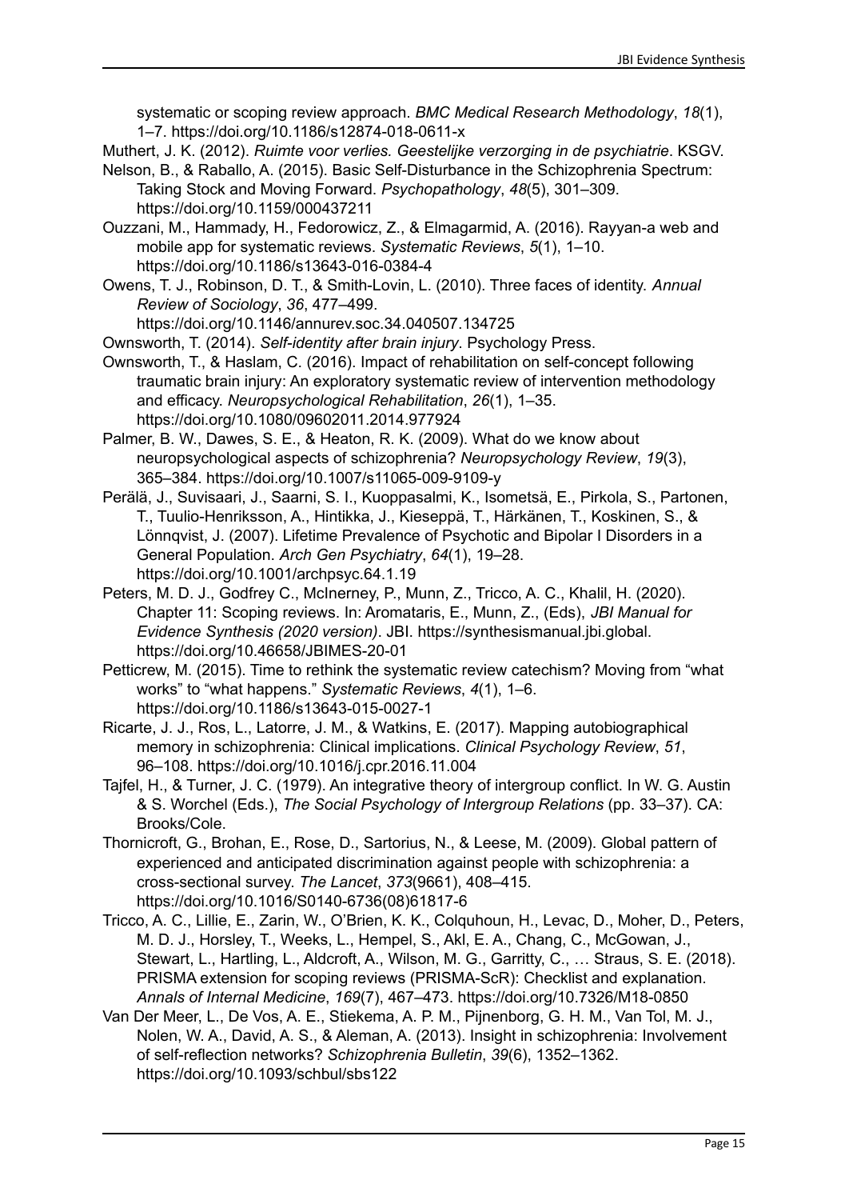systematic or scoping review approach. *BMC Medical Research Methodology*, *18*(1), 1–7. https://doi.org/10.1186/s12874-018-0611-x

Muthert, J. K. (2012). *Ruimte voor verlies. Geestelijke verzorging in de psychiatrie*. KSGV.

Nelson, B., & Raballo, A. (2015). Basic Self-Disturbance in the Schizophrenia Spectrum: Taking Stock and Moving Forward. *Psychopathology*, *48*(5), 301–309. https://doi.org/10.1159/000437211

Ouzzani, M., Hammady, H., Fedorowicz, Z., & Elmagarmid, A. (2016). Rayyan-a web and mobile app for systematic reviews. *Systematic Reviews*, *5*(1), 1–10. https://doi.org/10.1186/s13643-016-0384-4

Owens, T. J., Robinson, D. T., & Smith-Lovin, L. (2010). Three faces of identity. *Annual Review of Sociology*, *36*, 477–499. https://doi.org/10.1146/annurev.soc.34.040507.134725

Ownsworth, T. (2014). *Self-identity after brain injury*. Psychology Press.

Ownsworth, T., & Haslam, C. (2016). Impact of rehabilitation on self-concept following traumatic brain injury: An exploratory systematic review of intervention methodology and efficacy. *Neuropsychological Rehabilitation*, *26*(1), 1–35. https://doi.org/10.1080/09602011.2014.977924

Palmer, B. W., Dawes, S. E., & Heaton, R. K. (2009). What do we know about neuropsychological aspects of schizophrenia? *Neuropsychology Review*, *19*(3), 365–384. https://doi.org/10.1007/s11065-009-9109-y

Perälä, J., Suvisaari, J., Saarni, S. I., Kuoppasalmi, K., Isometsä, E., Pirkola, S., Partonen, T., Tuulio-Henriksson, A., Hintikka, J., Kieseppä, T., Härkänen, T., Koskinen, S., & Lönnqvist, J. (2007). Lifetime Prevalence of Psychotic and Bipolar I Disorders in a General Population. *Arch Gen Psychiatry*, *64*(1), 19–28. https://doi.org/10.1001/archpsyc.64.1.19

Peters, M. D. J., Godfrey C., McInerney, P., Munn, Z., Tricco, A. C., Khalil, H. (2020). Chapter 11: Scoping reviews. In: Aromataris, E., Munn, Z., (Eds), *JBI Manual for Evidence Synthesis (2020 version)*. JBI. https://synthesismanual.jbi.global. https://doi.org/10.46658/JBIMES-20-01

Petticrew, M. (2015). Time to rethink the systematic review catechism? Moving from "what works" to "what happens." *Systematic Reviews*, *4*(1), 1–6. https://doi.org/10.1186/s13643-015-0027-1

Ricarte, J. J., Ros, L., Latorre, J. M., & Watkins, E. (2017). Mapping autobiographical memory in schizophrenia: Clinical implications. *Clinical Psychology Review*, *51*, 96–108. https://doi.org/10.1016/j.cpr.2016.11.004

Tajfel, H., & Turner, J. C. (1979). An integrative theory of intergroup conflict. In W. G. Austin & S. Worchel (Eds.), *The Social Psychology of Intergroup Relations* (pp. 33–37). CA: Brooks/Cole.

Thornicroft, G., Brohan, E., Rose, D., Sartorius, N., & Leese, M. (2009). Global pattern of experienced and anticipated discrimination against people with schizophrenia: a cross-sectional survey. *The Lancet*, *373*(9661), 408–415. https://doi.org/10.1016/S0140-6736(08)61817-6

Tricco, A. C., Lillie, E., Zarin, W., O'Brien, K. K., Colquhoun, H., Levac, D., Moher, D., Peters, M. D. J., Horsley, T., Weeks, L., Hempel, S., Akl, E. A., Chang, C., McGowan, J., Stewart, L., Hartling, L., Aldcroft, A., Wilson, M. G., Garritty, C., … Straus, S. E. (2018). PRISMA extension for scoping reviews (PRISMA-ScR): Checklist and explanation. *Annals of Internal Medicine*, *169*(7), 467–473. https://doi.org/10.7326/M18-0850

Van Der Meer, L., De Vos, A. E., Stiekema, A. P. M., Pijnenborg, G. H. M., Van Tol, M. J., Nolen, W. A., David, A. S., & Aleman, A. (2013). Insight in schizophrenia: Involvement of self-reflection networks? *Schizophrenia Bulletin*, *39*(6), 1352–1362. https://doi.org/10.1093/schbul/sbs122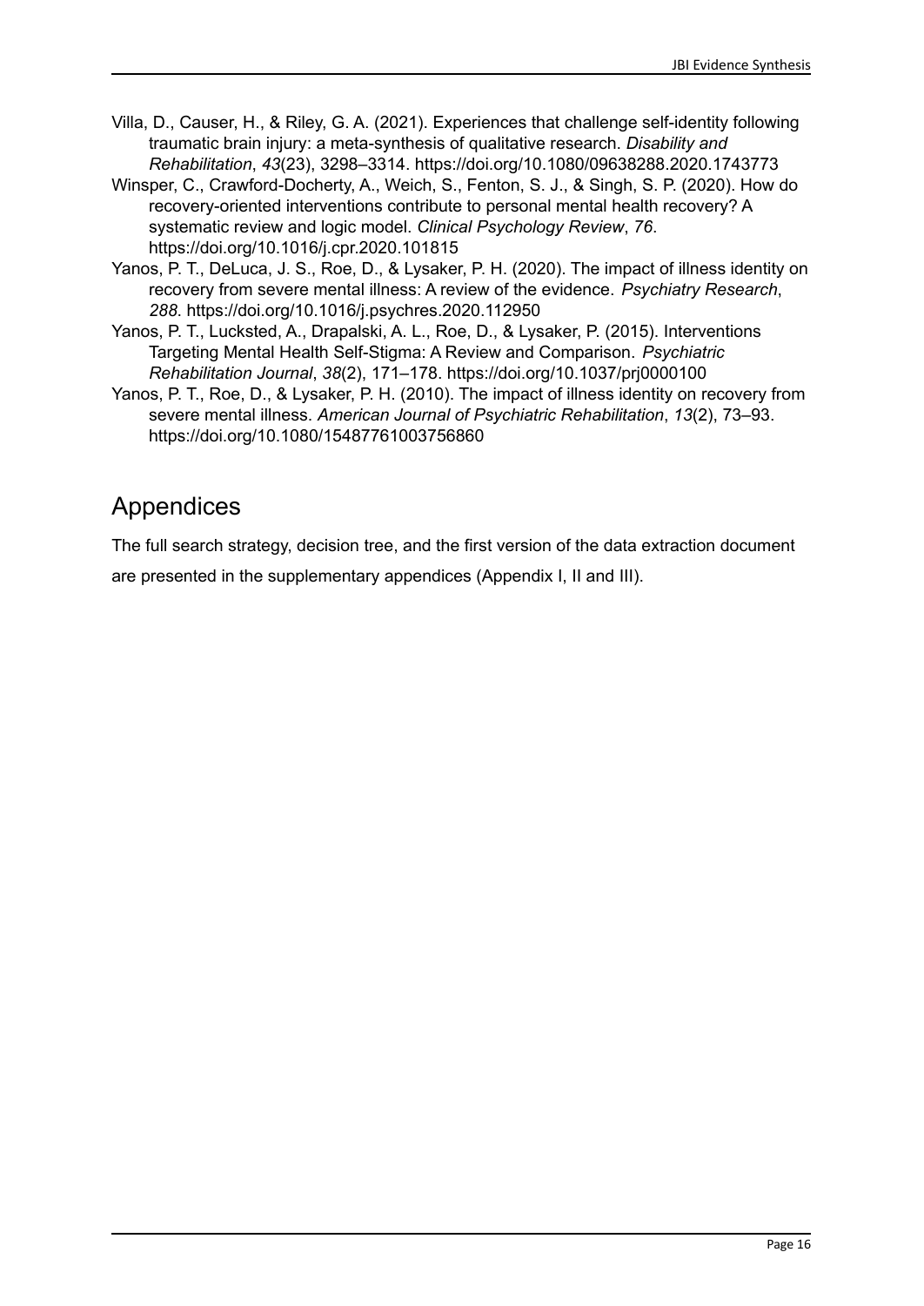Villa, D., Causer, H., & Riley, G. A. (2021). Experiences that challenge self-identity following traumatic brain injury: a meta-synthesis of qualitative research. *Disability and Rehabilitation*, *43*(23), 3298–3314. https://doi.org/10.1080/09638288.2020.1743773

Winsper, C., Crawford-Docherty, A., Weich, S., Fenton, S. J., & Singh, S. P. (2020). How do recovery-oriented interventions contribute to personal mental health recovery? A systematic review and logic model. *Clinical Psychology Review*, *76*. https://doi.org/10.1016/j.cpr.2020.101815

Yanos, P. T., DeLuca, J. S., Roe, D., & Lysaker, P. H. (2020). The impact of illness identity on recovery from severe mental illness: A review of the evidence. *Psychiatry Research*, *288*. https://doi.org/10.1016/j.psychres.2020.112950

Yanos, P. T., Lucksted, A., Drapalski, A. L., Roe, D., & Lysaker, P. (2015). Interventions Targeting Mental Health Self-Stigma: A Review and Comparison. *Psychiatric Rehabilitation Journal*, *38*(2), 171–178. https://doi.org/10.1037/prj0000100

Yanos, P. T., Roe, D., & Lysaker, P. H. (2010). The impact of illness identity on recovery from severe mental illness. *American Journal of Psychiatric Rehabilitation*, *13*(2), 73–93. https://doi.org/10.1080/15487761003756860

# Appendices

The full search strategy, decision tree, and the first version of the data extraction document are presented in the supplementary appendices (Appendix I, II and III).